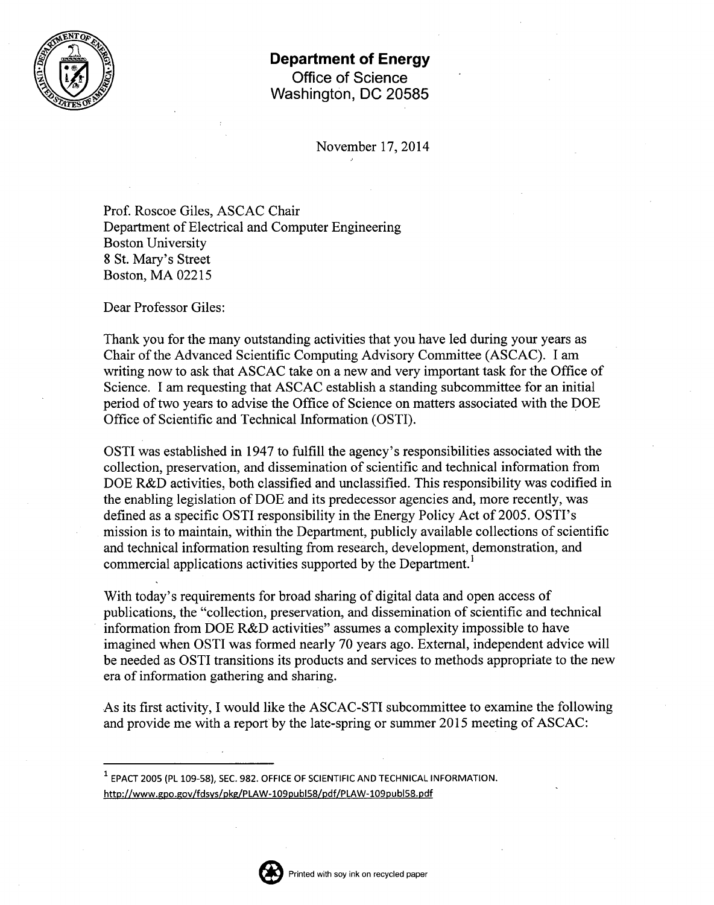**Department of Energy**
Office of Science
Washington, DC 20585

November 17, 2014

Prof. Roscoe Giles, ASCAC Chair
Department of Electrical and Computer Engineering
Boston University
8 St. Mary's Street
Boston, MA 02215

Dear Professor Giles:

Thank you for the many outstanding activities that you have led during your years as Chair of the Advanced Scientific Computing Advisory Committee (ASCAC). I am writing now to ask that ASCAC take on a new and very important task for the Office of Science. I am requesting that ASCAC establish a standing subcommittee for an initial period of two years to advise the Office of Science on matters associated with the DOE Office of Scientific and Technical Information (OSTI).

OSTI was established in 1947 to fulfill the agency's responsibilities associated with the collection, preservation, and dissemination of scientific and technical information from DOE R&D activities, both classified and unclassified. This responsibility was codified in the enabling legislation of DOE and its predecessor agencies and, more recently, was defined as a specific OSTI responsibility in the Energy Policy Act of 2005. OSTI's mission is to maintain, within the Department, publicly available collections of scientific and technical information resulting from research, development, demonstration, and commercial applications activities supported by the Department.[1]

With today's requirements for broad sharing of digital data and open access of publications, the "collection, preservation, and dissemination of scientific and technical information from DOE R&D activities" assumes a complexity impossible to have imagined when OSTI was formed nearly 70 years ago. External, independent advice will be needed as OSTI transitions its products and services to methods appropriate to the new era of information gathering and sharing.

As its first activity, I would like the ASCAC-STI subcommittee to examine the following and provide me with a report by the late-spring or summer 2015 meeting of ASCAC:

---

[1] EPACT 2005 (PL 109-58), SEC. 982. OFFICE OF SCIENTIFIC AND TECHNICAL INFORMATION. http://www.gpo.gov/fdsys/pkg/PLAW-109publ58/pdf/PLAW-109publ58.pdf

Printed with soy ink on recycled paper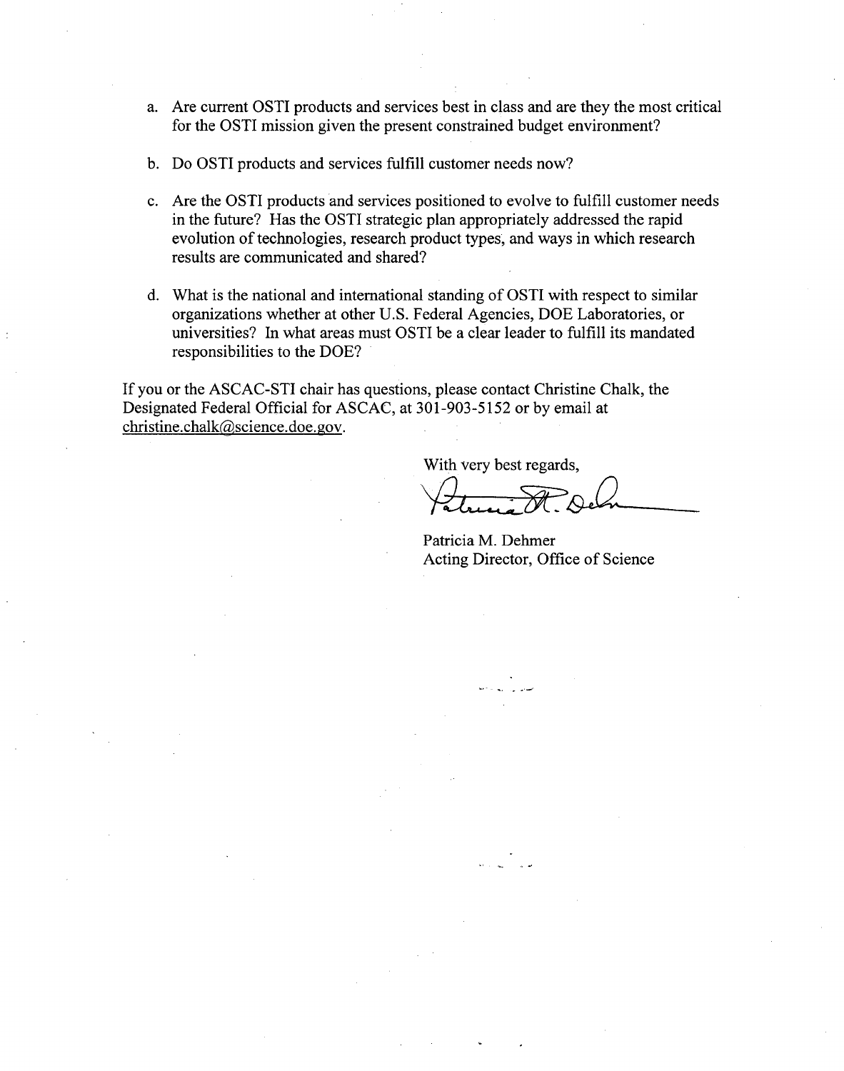a. Are current OSTI products and services best in class and are they the most critical for the OSTI mission given the present constrained budget environment?

b. Do OSTI products and services fulfill customer needs now?

c. Are the OSTI products and services positioned to evolve to fulfill customer needs in the future? Has the OSTI strategic plan appropriately addressed the rapid evolution of technologies, research product types, and ways in which research results are communicated and shared?

d. What is the national and international standing of OSTI with respect to similar organizations whether at other U.S. Federal Agencies, DOE Laboratories, or universities? In what areas must OSTI be a clear leader to fulfill its mandated responsibilities to the DOE?

If you or the ASCAC-STI chair has questions, please contact Christine Chalk, the Designated Federal Official for ASCAC, at 301-903-5152 or by email at christine.chalk@science.doe.gov.

With very best regards,

Patricia M. Dehmer
Acting Director, Office of Science